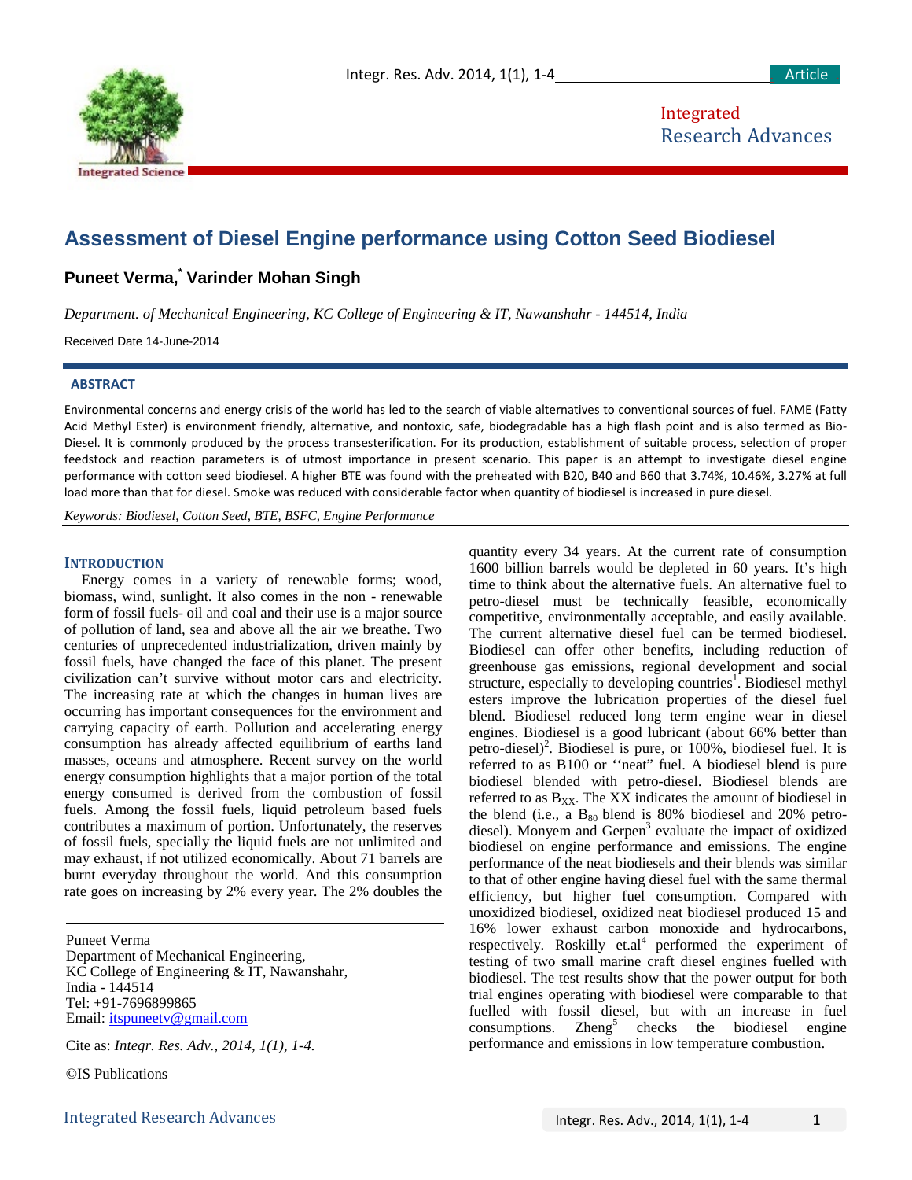# Assessment of Diesel Engine performance using Cotton Seed Biodiesel

**Puneet Verma,* Varinder Mohan Singh**

*Department. of Mechanical Engineering, KC College of Engineering & IT, Nawanshahr - 144514, India*

Received Date 14-June-2014

## ABSTRACT

Environmental concerns and energy crisis of the world has led to the search of viable alternatives to conventional sources of fuel. FAME (Fatty Acid Methyl Ester) is environment friendly, alternative, and nontoxic, safe, biodegradable has a high flash point and is also termed as Bio-Diesel. It is commonly produced by the process transesterification. For its production, establishment of suitable process, selection of proper feedstock and reaction parameters is of utmost importance in present scenario. This paper is an attempt to investigate diesel engine performance with cotton seed biodiesel. A higher BTE was found with the preheated with B20, B40 and B60 that 3.74%, 10.46%, 3.27% at full load more than that for diesel. Smoke was reduced with considerable factor when quantity of biodiesel is increased in pure diesel.

*Keywords: Biodiesel, Cotton Seed, BTE, BSFC, Engine Performance*

## INTRODUCTION

Energy comes in a variety of renewable forms; wood, biomass, wind, sunlight. It also comes in the non - renewable form of fossil fuels- oil and coal and their use is a major source of pollution of land, sea and above all the air we breathe. Two centuries of unprecedented industrialization, driven mainly by fossil fuels, have changed the face of this planet. The present civilization can't survive without motor cars and electricity. The increasing rate at which the changes in human lives are occurring has important consequences for the environment and carrying capacity of earth. Pollution and accelerating energy consumption has already affected equilibrium of earths land masses, oceans and atmosphere. Recent survey on the world energy consumption highlights that a major portion of the total energy consumed is derived from the combustion of fossil fuels. Among the fossil fuels, liquid petroleum based fuels contributes a maximum of portion. Unfortunately, the reserves of fossil fuels, specially the liquid fuels are not unlimited and may exhaust, if not utilized economically. About 71 barrels are burnt everyday throughout the world. And this consumption rate goes on increasing by 2% every year. The 2% doubles the quantity every 34 years. At the current rate of consumption 1600 billion barrels would be depleted in 60 years. It's high time to think about the alternative fuels. An alternative fuel to petro-diesel must be technically feasible, economically competitive, environmentally acceptable, and easily available. The current alternative diesel fuel can be termed biodiesel. Biodiesel can offer other benefits, including reduction of greenhouse gas emissions, regional development and social structure, especially to developing countries[1]. Biodiesel methyl esters improve the lubrication properties of the diesel fuel blend. Biodiesel reduced long term engine wear in diesel engines. Biodiesel is a good lubricant (about 66% better than petro-diesel)[2]. Biodiesel is pure, or 100%, biodiesel fuel. It is referred to as B100 or ''neat" fuel. A biodiesel blend is pure biodiesel blended with petro-diesel. Biodiesel blends are referred to as $B_{XX}$. The XX indicates the amount of biodiesel in the blend (i.e., a $B_{80}$ blend is 80% biodiesel and 20% petro-diesel). Monyem and Gerpen[3] evaluate the impact of oxidized biodiesel on engine performance and emissions. The engine performance of the neat biodiesels and their blends was similar to that of other engine having diesel fuel with the same thermal efficiency, but higher fuel consumption. Compared with unoxidized biodiesel, oxidized neat biodiesel produced 15 and 16% lower exhaust carbon monoxide and hydrocarbons, respectively. Roskilly et.al[4] performed the experiment of testing of two small marine craft diesel engines fuelled with biodiesel. The test results show that the power output for both trial engines operating with biodiesel were comparable to that fuelled with fossil diesel, but with an increase in fuel consumptions. Zheng[5] checks the biodiesel engine performance and emissions in low temperature combustion.

---

Puneet Verma
Department of Mechanical Engineering,
KC College of Engineering & IT, Nawanshahr,
India - 144514
Tel: +91-7696899865
Email: itspuneetv@gmail.com

Cite as: *Integr. Res. Adv., 2014, 1(1), 1-4.*

©IS Publications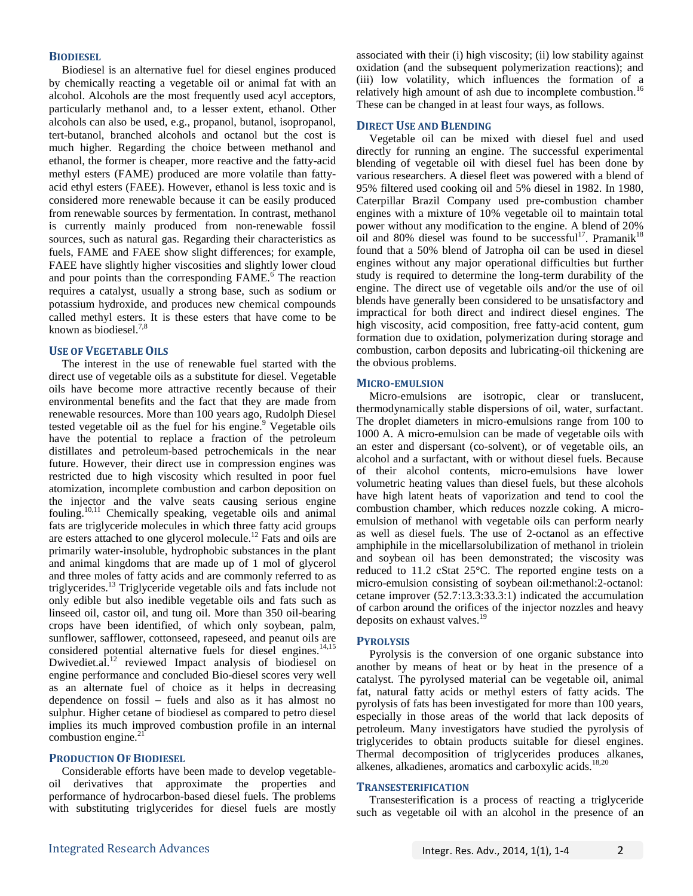## BIODIESEL

Biodiesel is an alternative fuel for diesel engines produced by chemically reacting a vegetable oil or animal fat with an alcohol. Alcohols are the most frequently used acyl acceptors, particularly methanol and, to a lesser extent, ethanol. Other alcohols can also be used, e.g., propanol, butanol, isopropanol, tert-butanol, branched alcohols and octanol but the cost is much higher. Regarding the choice between methanol and ethanol, the former is cheaper, more reactive and the fatty-acid methyl esters (FAME) produced are more volatile than fatty-acid ethyl esters (FAEE). However, ethanol is less toxic and is considered more renewable because it can be easily produced from renewable sources by fermentation. In contrast, methanol is currently mainly produced from non-renewable fossil sources, such as natural gas. Regarding their characteristics as fuels, FAME and FAEE show slight differences; for example, FAEE have slightly higher viscosities and slightly lower cloud and pour points than the corresponding FAME.[6] The reaction requires a catalyst, usually a strong base, such as sodium or potassium hydroxide, and produces new chemical compounds called methyl esters. It is these esters that have come to be known as biodiesel.[7,8]

## USE OF VEGETABLE OILS

The interest in the use of renewable fuel started with the direct use of vegetable oils as a substitute for diesel. Vegetable oils have become more attractive recently because of their environmental benefits and the fact that they are made from renewable resources. More than 100 years ago, Rudolph Diesel tested vegetable oil as the fuel for his engine.[9] Vegetable oils have the potential to replace a fraction of the petroleum distillates and petroleum-based petrochemicals in the near future. However, their direct use in compression engines was restricted due to high viscosity which resulted in poor fuel atomization, incomplete combustion and carbon deposition on the injector and the valve seats causing serious engine fouling.[10,11] Chemically speaking, vegetable oils and animal fats are triglyceride molecules in which three fatty acid groups are esters attached to one glycerol molecule.[12] Fats and oils are primarily water-insoluble, hydrophobic substances in the plant and animal kingdoms that are made up of 1 mol of glycerol and three moles of fatty acids and are commonly referred to as triglycerides.[13] Triglyceride vegetable oils and fats include not only edible but also inedible vegetable oils and fats such as linseed oil, castor oil, and tung oil. More than 350 oil-bearing crops have been identified, of which only soybean, palm, sunflower, safflower, cottonseed, rapeseed, and peanut oils are considered potential alternative fuels for diesel engines.[14,15] Dwivediet.al.[12] reviewed Impact analysis of biodiesel on engine performance and concluded Bio-diesel scores very well as an alternate fuel of choice as it helps in decreasing dependence on fossil – fuels and also as it has almost no sulphur. Higher cetane of biodiesel as compared to petro diesel implies its much improved combustion profile in an internal combustion engine.[21]

## PRODUCTION OF BIODIESEL

Considerable efforts have been made to develop vegetable-oil derivatives that approximate the properties and performance of hydrocarbon-based diesel fuels. The problems with substituting triglycerides for diesel fuels are mostly associated with their (i) high viscosity; (ii) low stability against oxidation (and the subsequent polymerization reactions); and (iii) low volatility, which influences the formation of a relatively high amount of ash due to incomplete combustion.[16] These can be changed in at least four ways, as follows.

## DIRECT USE AND BLENDING

Vegetable oil can be mixed with diesel fuel and used directly for running an engine. The successful experimental blending of vegetable oil with diesel fuel has been done by various researchers. A diesel fleet was powered with a blend of 95% filtered used cooking oil and 5% diesel in 1982. In 1980, Caterpillar Brazil Company used pre-combustion chamber engines with a mixture of 10% vegetable oil to maintain total power without any modification to the engine. A blend of 20% oil and 80% diesel was found to be successful[17]. Pramanik[18] found that a 50% blend of Jatropha oil can be used in diesel engines without any major operational difficulties but further study is required to determine the long-term durability of the engine. The direct use of vegetable oils and/or the use of oil blends have generally been considered to be unsatisfactory and impractical for both direct and indirect diesel engines. The high viscosity, acid composition, free fatty-acid content, gum formation due to oxidation, polymerization during storage and combustion, carbon deposits and lubricating-oil thickening are the obvious problems.

## MICRO-EMULSION

Micro-emulsions are isotropic, clear or translucent, thermodynamically stable dispersions of oil, water, surfactant. The droplet diameters in micro-emulsions range from 100 to 1000 A. A micro-emulsion can be made of vegetable oils with an ester and dispersant (co-solvent), or of vegetable oils, an alcohol and a surfactant, with or without diesel fuels. Because of their alcohol contents, micro-emulsions have lower volumetric heating values than diesel fuels, but these alcohols have high latent heats of vaporization and tend to cool the combustion chamber, which reduces nozzle coking. A micro-emulsion of methanol with vegetable oils can perform nearly as well as diesel fuels. The use of 2-octanol as an effective amphiphile in the micellarsolubilization of methanol in triolein and soybean oil has been demonstrated; the viscosity was reduced to 11.2 cStat 25°C. The reported engine tests on a micro-emulsion consisting of soybean oil:methanol:2-octanol: cetane improver (52.7:13.3:33.3:1) indicated the accumulation of carbon around the orifices of the injector nozzles and heavy deposits on exhaust valves.[19]

## PYROLYSIS

Pyrolysis is the conversion of one organic substance into another by means of heat or by heat in the presence of a catalyst. The pyrolysed material can be vegetable oil, animal fat, natural fatty acids or methyl esters of fatty acids. The pyrolysis of fats has been investigated for more than 100 years, especially in those areas of the world that lack deposits of petroleum. Many investigators have studied the pyrolysis of triglycerides to obtain products suitable for diesel engines. Thermal decomposition of triglycerides produces alkanes, alkenes, alkadienes, aromatics and carboxylic acids.[18,20]

## TRANSESTERIFICATION

Transesterification is a process of reacting a triglyceride such as vegetable oil with an alcohol in the presence of an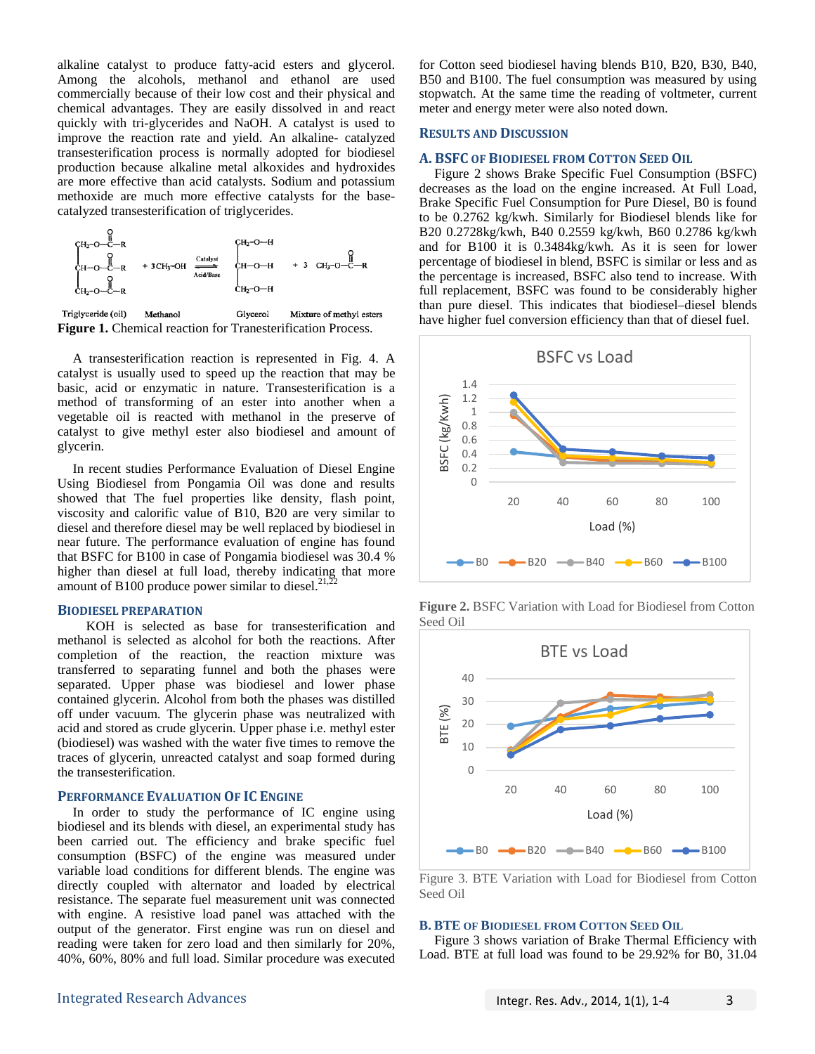alkaline catalyst to produce fatty-acid esters and glycerol. Among the alcohols, methanol and ethanol are used commercially because of their low cost and their physical and chemical advantages. They are easily dissolved in and react quickly with tri-glycerides and NaOH. A catalyst is used to improve the reaction rate and yield. An alkaline- catalyzed transesterification process is normally adopted for biodiesel production because alkaline metal alkoxides and hydroxides are more effective than acid catalysts. Sodium and potassium methoxide are much more effective catalysts for the base-catalyzed transesterification of triglycerides.

**Figure 1.** Chemical reaction for Tranesterification Process.

A transesterification reaction is represented in Fig. 4. A catalyst is usually used to speed up the reaction that may be basic, acid or enzymatic in nature. Transesterification is a method of transforming of an ester into another when a vegetable oil is reacted with methanol in the preserve of catalyst to give methyl ester also biodiesel and amount of glycerin.

In recent studies Performance Evaluation of Diesel Engine Using Biodiesel from Pongamia Oil was done and results showed that The fuel properties like density, flash point, viscosity and calorific value of B10, B20 are very similar to diesel and therefore diesel may be well replaced by biodiesel in near future. The performance evaluation of engine has found that BSFC for B100 in case of Pongamia biodiesel was 30.4 % higher than diesel at full load, thereby indicating that more amount of B100 produce power similar to diesel.[21,22]

## Biodiesel Preparation

KOH is selected as base for transesterification and methanol is selected as alcohol for both the reactions. After completion of the reaction, the reaction mixture was transferred to separating funnel and both the phases were separated. Upper phase was biodiesel and lower phase contained glycerin. Alcohol from both the phases was distilled off under vacuum. The glycerin phase was neutralized with acid and stored as crude glycerin. Upper phase i.e. methyl ester (biodiesel) was washed with the water five times to remove the traces of glycerin, unreacted catalyst and soap formed during the transesterification.

## Performance Evaluation Of IC Engine

In order to study the performance of IC engine using biodiesel and its blends with diesel, an experimental study has been carried out. The efficiency and brake specific fuel consumption (BSFC) of the engine was measured under variable load conditions for different blends. The engine was directly coupled with alternator and loaded by electrical resistance. The separate fuel measurement unit was connected with engine. A resistive load panel was attached with the output of the generator. First engine was run on diesel and reading were taken for zero load and then similarly for 20%, 40%, 60%, 80% and full load. Similar procedure was executed for Cotton seed biodiesel having blends B10, B20, B30, B40, B50 and B100. The fuel consumption was measured by using stopwatch. At the same time the reading of voltmeter, current meter and energy meter were also noted down.

## Results and Discussion

### A. BSFC of Biodiesel from Cotton Seed Oil

Figure 2 shows Brake Specific Fuel Consumption (BSFC) decreases as the load on the engine increased. At Full Load, Brake Specific Fuel Consumption for Pure Diesel, B0 is found to be 0.2762 kg/kwh. Similarly for Biodiesel blends like for B20 0.2728kg/kwh, B40 0.2559 kg/kwh, B60 0.2786 kg/kwh and for B100 it is 0.3484kg/kwh. As it is seen for lower percentage of biodiesel in blend, BSFC is similar or less and as the percentage is increased, BSFC also tend to increase. With full replacement, BSFC was found to be considerably higher than pure diesel. This indicates that biodiesel–diesel blends have higher fuel conversion efficiency than that of diesel fuel.

**Figure 2.** BSFC Variation with Load for Biodiesel from Cotton Seed Oil

Figure 3. BTE Variation with Load for Biodiesel from Cotton Seed Oil

### B. BTE of Biodiesel from Cotton Seed Oil

Figure 3 shows variation of Brake Thermal Efficiency with Load. BTE at full load was found to be 29.92% for B0, 31.04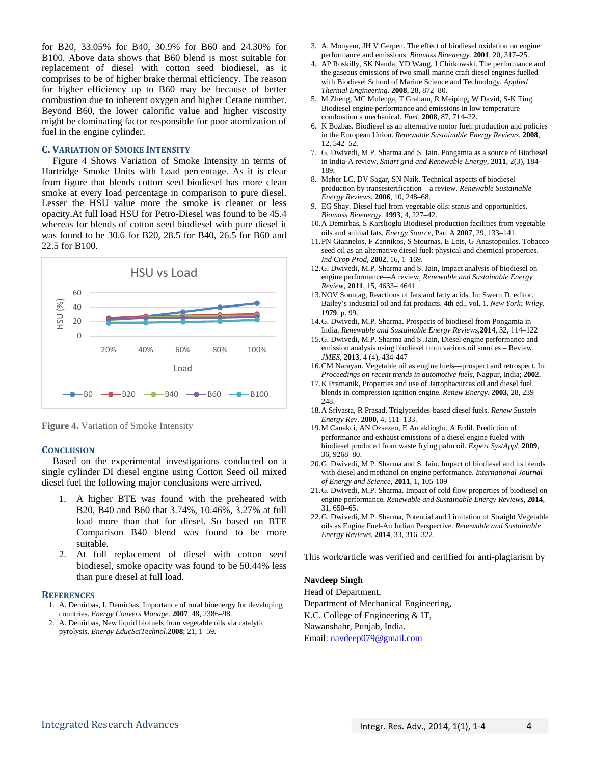for B20, 33.05% for B40, 30.9% for B60 and 24.30% for B100. Above data shows that B60 blend is most suitable for replacement of diesel with cotton seed biodiesel, as it comprises to be of higher brake thermal efficiency. The reason for higher efficiency up to B60 may be because of better combustion due to inherent oxygen and higher Cetane number. Beyond B60, the lower calorific value and higher viscosity might be dominating factor responsible for poor atomization of fuel in the engine cylinder.

### C. Variation of Smoke Intensity

Figure 4 Shows Variation of Smoke Intensity in terms of Hartridge Smoke Units with Load percentage. As it is clear from figure that blends cotton seed biodiesel has more clean smoke at every load percentage in comparison to pure diesel. Lesser the HSU value more the smoke is cleaner or less opacity.At full load HSU for Petro-Diesel was found to be 45.4 whereas for blends of cotton seed biodiesel with pure diesel it was found to be 30.6 for B20, 28.5 for B40, 26.5 for B60 and 22.5 for B100.

HSU vs Load

HSU (%)

60
40
20
0

20% 40% 60% 80% 100%

Load

B0 B20 B40 B60 B100

**Figure 4.** Variation of Smoke Intensity

## Conclusion

Based on the experimental investigations conducted on a single cylinder DI diesel engine using Cotton Seed oil mixed diesel fuel the following major conclusions were arrived.

1. A higher BTE was found with the preheated with B20, B40 and B60 that 3.74%, 10.46%, 3.27% at full load more than that for diesel. So based on BTE Comparison B40 blend was found to be more suitable.
2. At full replacement of diesel with cotton seed biodiesel, smoke opacity was found to be 50.44% less than pure diesel at full load.

## References

1. A. Demirbas, I. Demirbas, Importance of rural bioenergy for developing countries. *Energy Convers Manage.* **2007**, 48, 2386–98.
2. A. Demirbas, New liquid biofuels from vegetable oils via catalytic pyrolysis. *Energy EducSciTechnol.***2008**; 21, 1–59.
3. A. Monyem, JH V Gerpen. The effect of biodiesel oxidation on engine performance and emissions. *Biomass Bioenergy.* **2001**, 20, 317–25.
4. AP Roskilly, SK Nanda, YD Wang, J Chirkowski. The performance and the gaseous emissions of two small marine craft diesel engines fuelled with Biodiesel School of Marine Science and Technology. *Applied Thermal Engineering.* **2008**, 28, 872–80.
5. M Zheng, MC Mulenga, T Graham, R Meiping, W David, S-K Ting. Biodiesel engine performance and emissions in low temperature combustion a mechanical. *Fuel*. **2008**, 87, 714–22.
6. K Bozbas. Biodiesel as an alternative motor fuel: production and policies in the European Union. *Renewable Sustainable Energy Reviews*. **2008**, 12, 542–52.
7. G. Dwivedi, M.P. Sharma and S. Jain. Pongamia as a source of Biodiesel in India-A review, *Smart grid and Renewable Energy*, **2011**, 2(3), 184-189.
8. Meher LC, DV Sagar, SN Naik. Technical aspects of biodiesel production by transesterification – a review. *Renewable Sustainable Energy Reviews.* **2006**, 10, 248–68.
9. EG Shay. Diesel fuel from vegetable oils: status and opportunities. *Biomass Bioenergy.* **1993**, 4, 227–42.
10. A Demirbas, S Karslioglu Biodiesel production facilities from vegetable oils and animal fats. *Energy Source*, Part A **2007**, 29, 133–141.
11. PN Giannelos, F Zannikos, S Stournas, E Lois, G Anastopoulos. Tobacco seed oil as an alternative diesel fuel: physical and chemical properties. *Ind Crop Prod*, **2002**, 16, 1–169.
12. G. Dwivedi, M.P. Sharma and S. Jain, Impact analysis of biodiesel on engine performance—A review, *Renewable and Sustainable Energy Review*, **2011**, 15, 4633– 4641
13. NOV Sonntag, Reactions of fats and fatty acids. In: Swern D, editor. Bailey's industrial oil and fat products, 4th ed., vol. 1. *New York: Wiley*. **1979**, p. 99.
14. G. Dwivedi, M.P. Sharma. Prospects of biodiesel from Pongamia in India, *Renewable and Sustainable Energy Reviews*,**2014**, 32, 114–122
15. G. Dwivedi, M.P. Sharma and S .Jain, Diesel engine performance and emission analysis using biodiesel from various oil sources – Review, *JMES*, **2013**, 4 (4), 434-447
16. CM Narayan. Vegetable oil as engine fuels—prospect and retrospect. In: *Proceedings on recent trends in automotive fuels*, Nagpur, India; **2002**.
17. K Pramanik, Properties and use of Jatrophacurcas oil and diesel fuel blends in compression ignition engine. *Renew Energy*. **2003**, 28, 239–248.
18. A Srivasta, R Prasad. Triglycerides-based diesel fuels. *Renew Sustain Energy Rev*. **2000**, 4, 111–133.
19. M Canakci, AN Ozsezen, E Arcaklioglu, A Erdil. Prediction of performance and exhaust emissions of a diesel engine fueled with biodiesel produced from waste frying palm oil. *Expert SystAppl*. **2009**, 36, 9268–80.
20. G. Dwivedi, M.P. Sharma and S. Jain. Impact of biodiesel and its blends with diesel and methanol on engine performance. *International Journal of Energy and Science*, **2011**, 1, 105-109
21. G. Dwivedi, M.P. Sharma. Impact of cold flow properties of biodiesel on engine performance. *Renewable and Sustainable Energy Reviews*, **2014**, 31, 650–65.
22. G. Dwivedi, M.P. Sharma, Potential and Limitation of Straight Vegetable oils as Engine Fuel-An Indian Perspective. *Renewable and Sustainable Energy Reviews*, **2014**, 33, 316–322.

This work/article was verified and certified for anti-plagiarism by

**Navdeep Singh**
Head of Department,
Department of Mechanical Engineering,
K.C. College of Engineering & IT,
Nawanshahr, Punjab, India.
Email: navdeep079@gmail.com